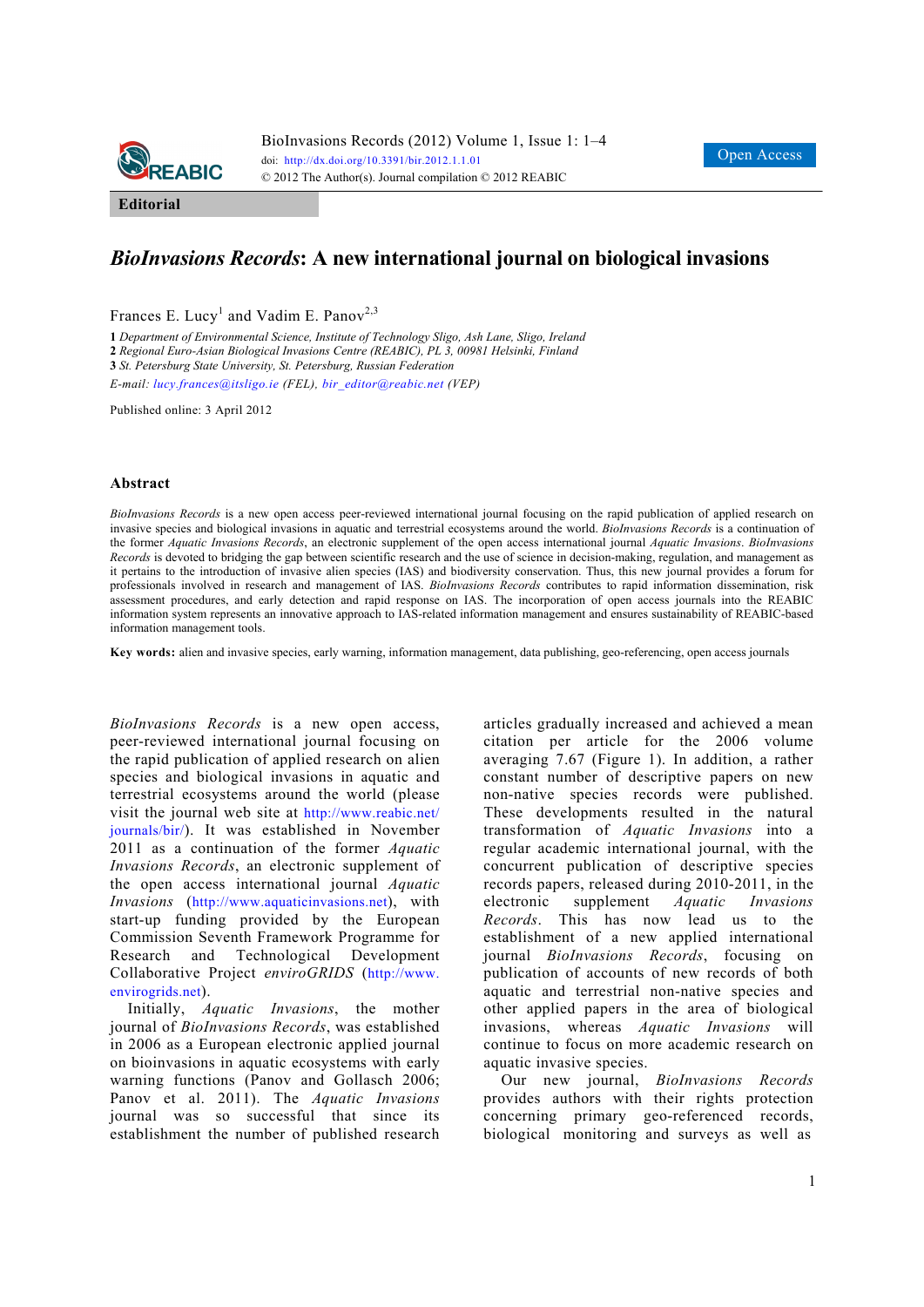Editorial

# *BioInvasions Records*: A new international journal on biological invasions

Frances E. Lucy[1] and Vadim E. Panov[2,3]

**1** *Department of Environmental Science, Institute of Technology Sligo, Ash Lane, Sligo, Ireland*
**2** *Regional Euro-Asian Biological Invasions Centre (REABIC), PL 3, 00981 Helsinki, Finland*
**3** *St. Petersburg State University, St. Petersburg, Russian Federation*
*E-mail: lucy.frances@itsligo.ie (FEL), bir_editor@reabic.net (VEP)*

Published online: 3 April 2012

## Abstract

*BioInvasions Records* is a new open access peer-reviewed international journal focusing on the rapid publication of applied research on invasive species and biological invasions in aquatic and terrestrial ecosystems around the world. *BioInvasions Records* is a continuation of the former *Aquatic Invasions Records*, an electronic supplement of the open access international journal *Aquatic Invasions*. *BioInvasions Records* is devoted to bridging the gap between scientific research and the use of science in decision-making, regulation, and management as it pertains to the introduction of invasive alien species (IAS) and biodiversity conservation. Thus, this new journal provides a forum for professionals involved in research and management of IAS. *BioInvasions Records* contributes to rapid information dissemination, risk assessment procedures, and early detection and rapid response on IAS. The incorporation of open access journals into the REABIC information system represents an innovative approach to IAS-related information management and ensures sustainability of REABIC-based information management tools.

**Key words:** alien and invasive species, early warning, information management, data publishing, geo-referencing, open access journals

*BioInvasions Records* is a new open access, peer-reviewed international journal focusing on the rapid publication of applied research on alien species and biological invasions in aquatic and terrestrial ecosystems around the world (please visit the journal web site at http://www.reabic.net/journals/bir/). It was established in November 2011 as a continuation of the former *Aquatic Invasions Records*, an electronic supplement of the open access international journal *Aquatic Invasions* (http://www.aquaticinvasions.net), with start-up funding provided by the European Commission Seventh Framework Programme for Research and Technological Development Collaborative Project *enviroGRIDS* (http://www.envirogrids.net).

Initially, *Aquatic Invasions*, the mother journal of *BioInvasions Records*, was established in 2006 as a European electronic applied journal on bioinvasions in aquatic ecosystems with early warning functions (Panov and Gollasch 2006; Panov et al. 2011). The *Aquatic Invasions* journal was so successful that since its establishment the number of published research articles gradually increased and achieved a mean citation per article for the 2006 volume averaging 7.67 (Figure 1). In addition, a rather constant number of descriptive papers on new non-native species records were published. These developments resulted in the natural transformation of *Aquatic Invasions* into a regular academic international journal, with the concurrent publication of descriptive species records papers, released during 2010-2011, in the electronic supplement *Aquatic Invasions Records*. This has now lead us to the establishment of a new applied international journal *BioInvasions Records*, focusing on publication of accounts of new records of both aquatic and terrestrial non-native species and other applied papers in the area of biological invasions, whereas *Aquatic Invasions* will continue to focus on more academic research on aquatic invasive species.

Our new journal, *BioInvasions Records* provides authors with their rights protection concerning primary geo-referenced records, biological monitoring and surveys as well as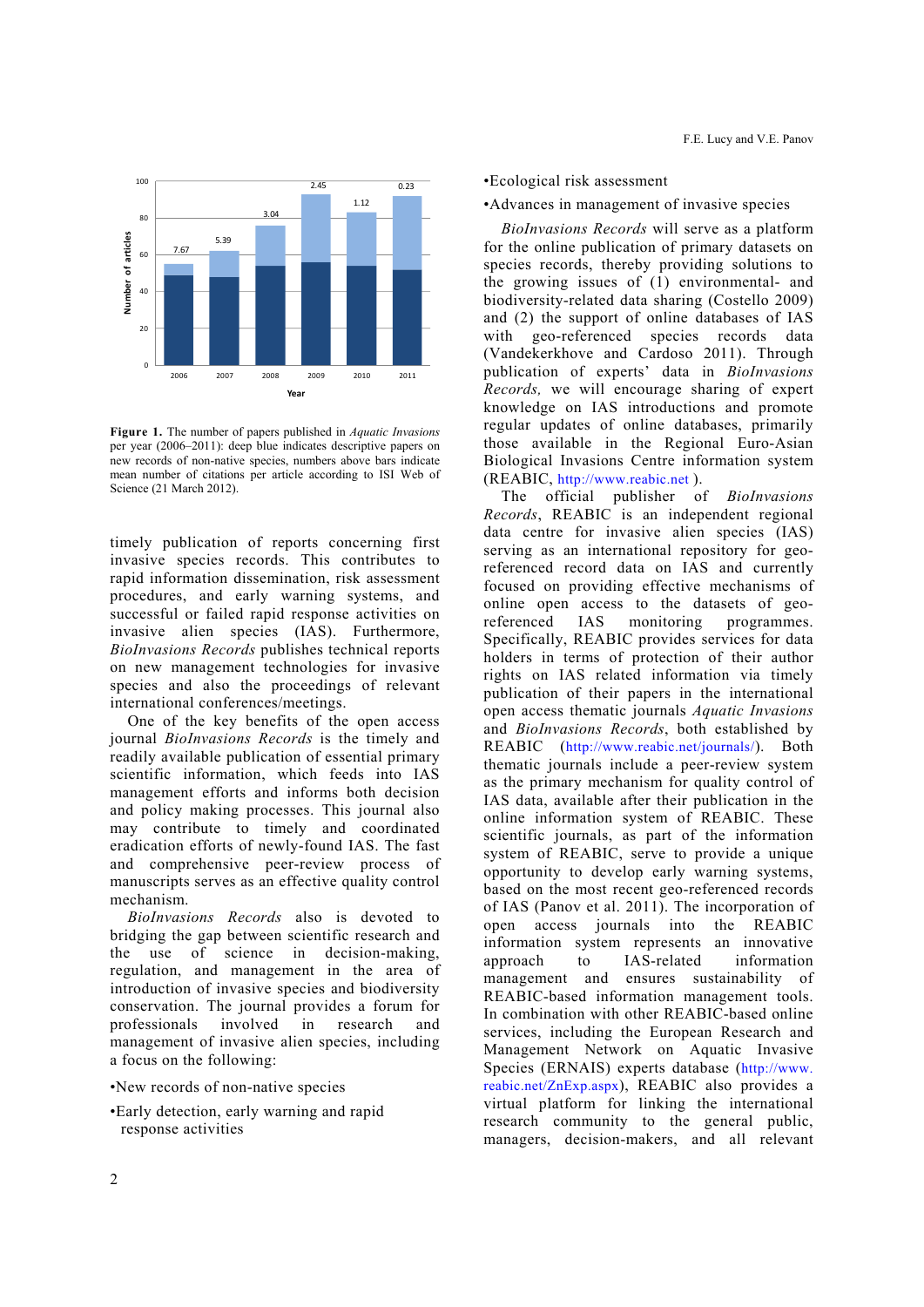**Figure 1.** The number of papers published in *Aquatic Invasions* per year (2006–2011): deep blue indicates descriptive papers on new records of non-native species, numbers above bars indicate mean number of citations per article according to ISI Web of Science (21 March 2012).

timely publication of reports concerning first invasive species records. This contributes to rapid information dissemination, risk assessment procedures, and early warning systems, and successful or failed rapid response activities on invasive alien species (IAS). Furthermore, *BioInvasions Records* publishes technical reports on new management technologies for invasive species and also the proceedings of relevant international conferences/meetings.

One of the key benefits of the open access journal *BioInvasions Records* is the timely and readily available publication of essential primary scientific information, which feeds into IAS management efforts and informs both decision and policy making processes. This journal also may contribute to timely and coordinated eradication efforts of newly-found IAS. The fast and comprehensive peer-review process of manuscripts serves as an effective quality control mechanism.

*BioInvasions Records* also is devoted to bridging the gap between scientific research and the use of science in decision-making, regulation, and management in the area of introduction of invasive species and biodiversity conservation. The journal provides a forum for professionals involved in research and management of invasive alien species, including a focus on the following:

- New records of non-native species
- Early detection, early warning and rapid response activities
- Ecological risk assessment
- Advances in management of invasive species

*BioInvasions Records* will serve as a platform for the online publication of primary datasets on species records, thereby providing solutions to the growing issues of (1) environmental- and biodiversity-related data sharing (Costello 2009) and (2) the support of online databases of IAS with geo-referenced species records data (Vandekerkhove and Cardoso 2011). Through publication of experts' data in *BioInvasions Records,* we will encourage sharing of expert knowledge on IAS introductions and promote regular updates of online databases, primarily those available in the Regional Euro-Asian Biological Invasions Centre information system (REABIC, http://www.reabic.net ).

The official publisher of *BioInvasions Records*, REABIC is an independent regional data centre for invasive alien species (IAS) serving as an international repository for geo-referenced record data on IAS and currently focused on providing effective mechanisms of online open access to the datasets of geo-referenced IAS monitoring programmes. Specifically, REABIC provides services for data holders in terms of protection of their author rights on IAS related information via timely publication of their papers in the international open access thematic journals *Aquatic Invasions* and *BioInvasions Records*, both established by REABIC (http://www.reabic.net/journals/). Both thematic journals include a peer-review system as the primary mechanism for quality control of IAS data, available after their publication in the online information system of REABIC. These scientific journals, as part of the information system of REABIC, serve to provide a unique opportunity to develop early warning systems, based on the most recent geo-referenced records of IAS (Panov et al. 2011). The incorporation of open access journals into the REABIC information system represents an innovative approach to IAS-related information management and ensures sustainability of REABIC-based information management tools. In combination with other REABIC-based online services, including the European Research and Management Network on Aquatic Invasive Species (ERNAIS) experts database (http://www.reabic.net/ZnExp.aspx), REABIC also provides a virtual platform for linking the international research community to the general public, managers, decision-makers, and all relevant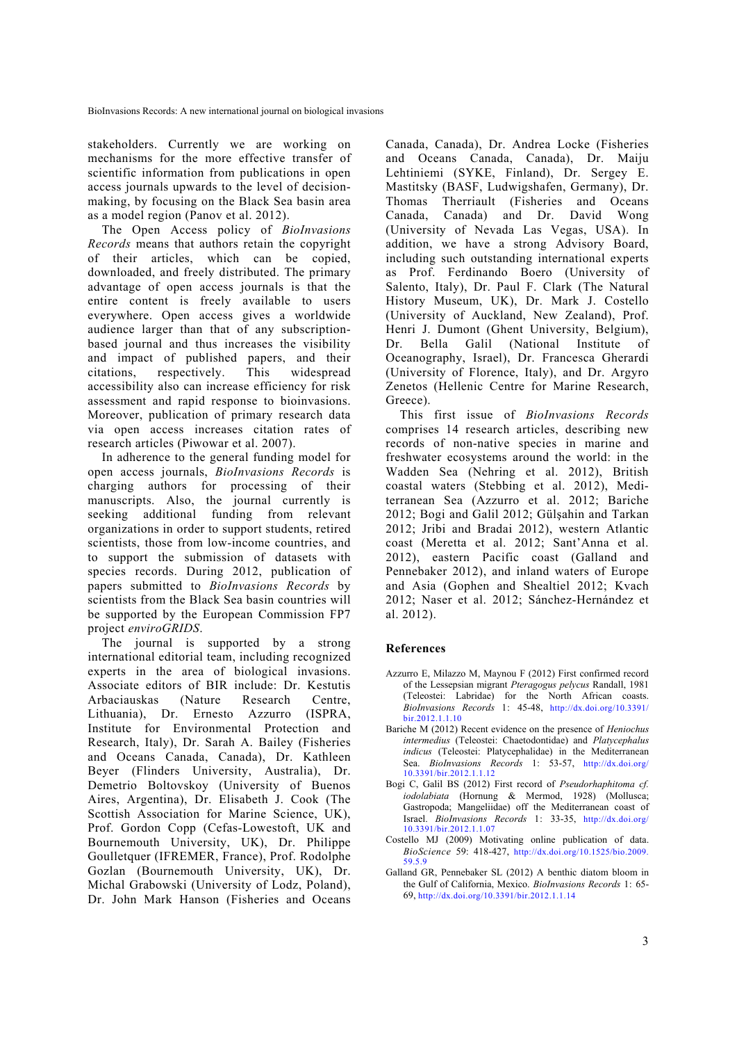stakeholders. Currently we are working on mechanisms for the more effective transfer of scientific information from publications in open access journals upwards to the level of decision-making, by focusing on the Black Sea basin area as a model region (Panov et al. 2012).

The Open Access policy of *BioInvasions Records* means that authors retain the copyright of their articles, which can be copied, downloaded, and freely distributed. The primary advantage of open access journals is that the entire content is freely available to users everywhere. Open access gives a worldwide audience larger than that of any subscription-based journal and thus increases the visibility and impact of published papers, and their citations, respectively. This widespread accessibility also can increase efficiency for risk assessment and rapid response to bioinvasions. Moreover, publication of primary research data via open access increases citation rates of research articles (Piwowar et al. 2007).

In adherence to the general funding model for open access journals, *BioInvasions Records* is charging authors for processing of their manuscripts. Also, the journal currently is seeking additional funding from relevant organizations in order to support students, retired scientists, those from low-income countries, and to support the submission of datasets with species records. During 2012, publication of papers submitted to *BioInvasions Records* by scientists from the Black Sea basin countries will be supported by the European Commission FP7 project *enviroGRIDS*.

The journal is supported by a strong international editorial team, including recognized experts in the area of biological invasions. Associate editors of BIR include: Dr. Kestutis Arbaciauskas (Nature Research Centre, Lithuania), Dr. Ernesto Azzurro (ISPRA, Institute for Environmental Protection and Research, Italy), Dr. Sarah A. Bailey (Fisheries and Oceans Canada, Canada), Dr. Kathleen Beyer (Flinders University, Australia), Dr. Demetrio Boltovskoy (University of Buenos Aires, Argentina), Dr. Elisabeth J. Cook (The Scottish Association for Marine Science, UK), Prof. Gordon Copp (Cefas-Lowestoft, UK and Bournemouth University, UK), Dr. Philippe Goulletquer (IFREMER, France), Prof. Rodolphe Gozlan (Bournemouth University, UK), Dr. Michal Grabowski (University of Lodz, Poland), Dr. John Mark Hanson (Fisheries and Oceans Canada, Canada), Dr. Andrea Locke (Fisheries and Oceans Canada, Canada), Dr. Maiju Lehtiniemi (SYKE, Finland), Dr. Sergey E. Mastitsky (BASF, Ludwigshafen, Germany), Dr. Thomas Therriault (Fisheries and Oceans Canada, Canada) and Dr. David Wong (University of Nevada Las Vegas, USA). In addition, we have a strong Advisory Board, including such outstanding international experts as Prof. Ferdinando Boero (University of Salento, Italy), Dr. Paul F. Clark (The Natural History Museum, UK), Dr. Mark J. Costello (University of Auckland, New Zealand), Prof. Henri J. Dumont (Ghent University, Belgium), Dr. Bella Galil (National Institute of Oceanography, Israel), Dr. Francesca Gherardi (University of Florence, Italy), and Dr. Argyro Zenetos (Hellenic Centre for Marine Research, Greece).

This first issue of *BioInvasions Records* comprises 14 research articles, describing new records of non-native species in marine and freshwater ecosystems around the world: in the Wadden Sea (Nehring et al. 2012), British coastal waters (Stebbing et al. 2012), Mediterranean Sea (Azzurro et al. 2012; Bariche 2012; Bogi and Galil 2012; Gülşahin and Tarkan 2012; Jribi and Bradai 2012), western Atlantic coast (Meretta et al. 2012; Sant'Anna et al. 2012), eastern Pacific coast (Galland and Pennebaker 2012), and inland waters of Europe and Asia (Gophen and Shealtiel 2012; Kvach 2012; Naser et al. 2012; Sánchez-Hernández et al. 2012).

## References

Azzurro E, Milazzo M, Maynou F (2012) First confirmed record of the Lessepsian migrant *Pteragogus pelycus* Randall, 1981 (Teleostei: Labridae) for the North African coasts. *BioInvasions Records* 1: 45-48, http://dx.doi.org/10.3391/bir.2012.1.1.10

Bariche M (2012) Recent evidence on the presence of *Heniochus intermedius* (Teleostei: Chaetodontidae) and *Platycephalus indicus* (Teleostei: Platycephalidae) in the Mediterranean Sea. *BioInvasions Records* 1: 53-57, http://dx.doi.org/10.3391/bir.2012.1.1.12

Bogi C, Galil BS (2012) First record of *Pseudorhaphitoma cf. iodolabiata* (Hornung & Mermod, 1928) (Mollusca; Gastropoda; Mangeliidae) off the Mediterranean coast of Israel. *BioInvasions Records* 1: 33-35, http://dx.doi.org/10.3391/bir.2012.1.1.07

Costello MJ (2009) Motivating online publication of data. *BioScience* 59: 418-427, http://dx.doi.org/10.1525/bio.2009.59.5.9

Galland GR, Pennebaker SL (2012) A benthic diatom bloom in the Gulf of California, Mexico. *BioInvasions Records* 1: 65-69, http://dx.doi.org/10.3391/bir.2012.1.1.14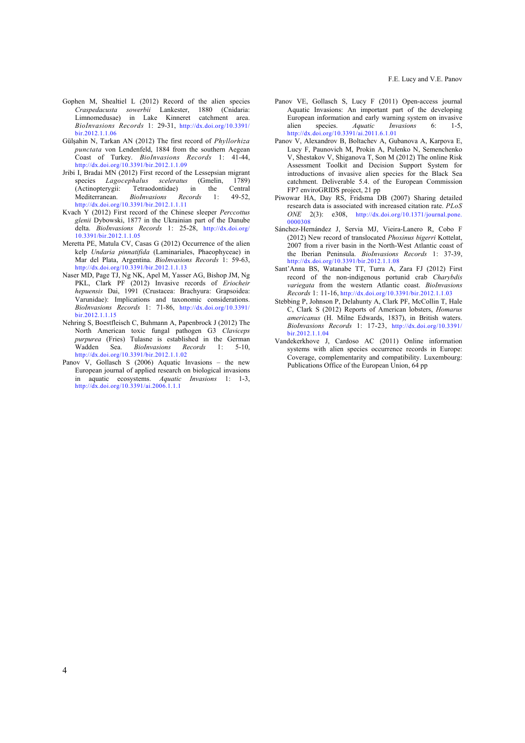Gophen M, Shealtiel L (2012) Record of the alien species *Craspedacusta sowerbii* Lankester, 1880 (Cnidaria: Limnomedusae) in Lake Kinneret catchment area. *BioInvasions Records* 1: 29-31, http://dx.doi.org/10.3391/bir.2012.1.1.06

Gülşahin N, Tarkan AN (2012) The first record of *Phyllorhiza punctata* von Lendenfeld, 1884 from the southern Aegean Coast of Turkey. *BioInvasions Records* 1: 41-44, http://dx.doi.org/10.3391/bir.2012.1.1.09

Jribi I, Bradai MN (2012) First record of the Lessepsian migrant species *Lagocephalus sceleratus* (Gmelin, 1789) (Actinopterygii: Tetraodontidae) in the Central Mediterranean. *BioInvasions Records* 1: 49-52, http://dx.doi.org/10.3391/bir.2012.1.1.11

Kvach Y (2012) First record of the Chinese sleeper *Perccottus glenii* Dybowski, 1877 in the Ukrainian part of the Danube delta. *BioInvasions Records* 1: 25-28, http://dx.doi.org/10.3391/bir.2012.1.1.05

Meretta PE, Matula CV, Casas G (2012) Occurrence of the alien kelp *Undaria pinnatifida* (Laminariales, Phaeophyceae) in Mar del Plata, Argentina. *BioInvasions Records* 1: 59-63, http://dx.doi.org/10.3391/bir.2012.1.1.13

Naser MD, Page TJ, Ng NK, Apel M, Yasser AG, Bishop JM, Ng PKL, Clark PF (2012) Invasive records of *Eriocheir hepuensis* Dai, 1991 (Crustacea: Brachyura: Grapsoidea: Varunidae): Implications and taxonomic considerations. *BioInvasions Records* 1: 71-86, http://dx.doi.org/10.3391/bir.2012.1.1.15

Nehring S, Boestfleisch C, Buhmann A, Papenbrock J (2012) The North American toxic fungal pathogen G3 *Claviceps purpurea* (Fries) Tulasne is established in the German Wadden Sea. *BioInvasions Records* 1: 5-10, http://dx.doi.org/10.3391/bir.2012.1.1.02

Panov V, Gollasch S (2006) Aquatic Invasions – the new European journal of applied research on biological invasions in aquatic ecosystems. *Aquatic Invasions* 1: 1-3, http://dx.doi.org/10.3391/ai.2006.1.1.1

Panov VE, Gollasch S, Lucy F (2011) Open-access journal Aquatic Invasions: An important part of the developing European information and early warning system on invasive alien species. *Aquatic Invasions* 6: 1-5, http://dx.doi.org/10.3391/ai.2011.6.1.01

Panov V, Alexandrov B, Boltachev A, Gubanova A, Karpova E, Lucy F, Paunovich M, Prokin A, Pulenko N, Semenchenko V, Shestakov V, Shiganova T, Son M (2012) The online Risk Assessment Toolkit and Decision Support System for introductions of invasive alien species for the Black Sea catchment. Deliverable 5.4. of the European Commission FP7 enviroGRIDS project, 21 pp

Piwowar HA, Day RS, Fridsma DB (2007) Sharing detailed research data is associated with increased citation rate. *PLoS ONE* 2(3): e308, http://dx.doi.org/10.1371/journal.pone.0000308

Sánchez-Hernández J, Servia MJ, Vieira-Lanero R, Cobo F (2012) New record of translocated *Phoxinus bigerri* Kottelat, 2007 from a river basin in the North-West Atlantic coast of the Iberian Peninsula. *BioInvasions Records* 1: 37-39, http://dx.doi.org/10.3391/bir.2012.1.1.08

Sant'Anna BS, Watanabe TT, Turra A, Zara FJ (2012) First record of the non-indigenous portunid crab *Charybdis variegata* from the western Atlantic coast. *BioInvasions Records* 1: 11-16, http://dx.doi.org/10.3391/bir.2012.1.1.03

Stebbing P, Johnson P, Delahunty A, Clark PF, McCollin T, Hale C, Clark S (2012) Reports of American lobsters, *Homarus americanus* (H. Milne Edwards, 1837), in British waters. *BioInvasions Records* 1: 17-23, http://dx.doi.org/10.3391/bir.2012.1.1.04

Vandekerkhove J, Cardoso AC (2011) Online information systems with alien species occurrence records in Europe: Coverage, complementarity and compatibility. Luxembourg: Publications Office of the European Union, 64 pp